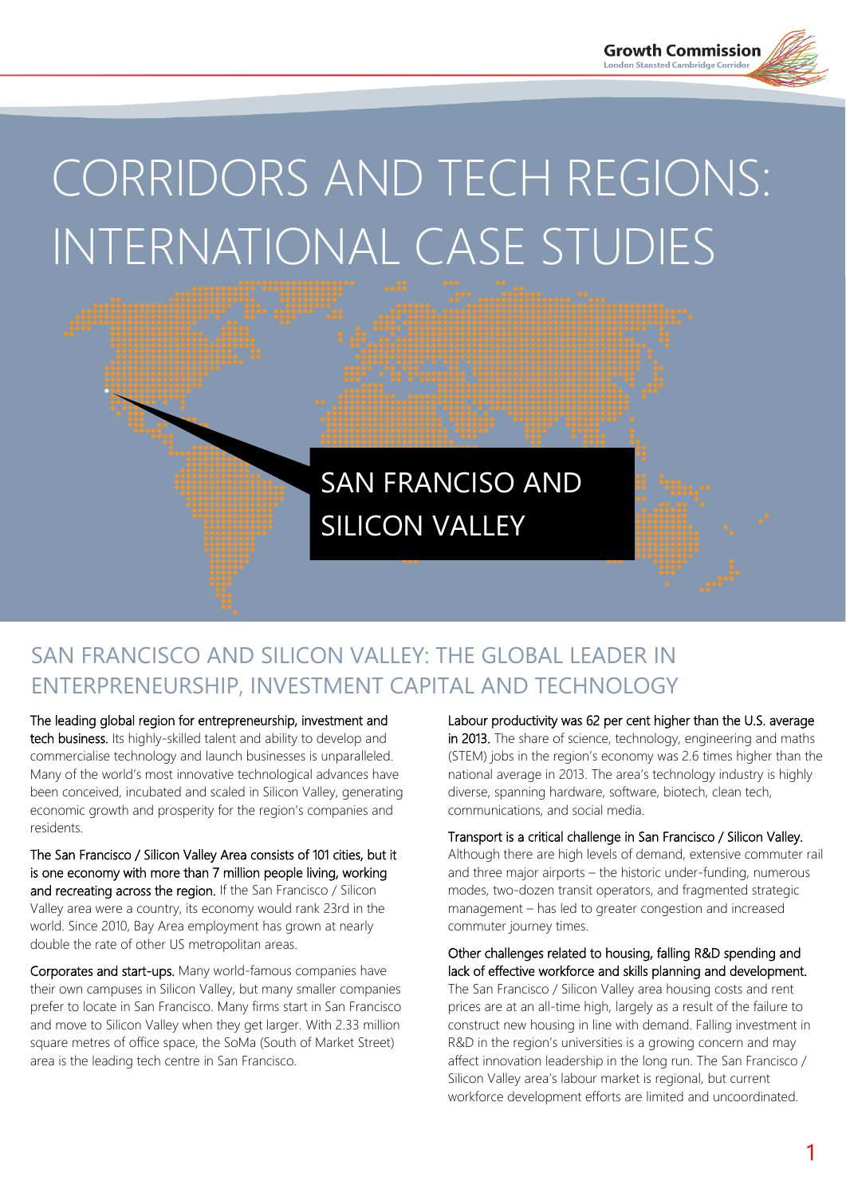# CORRIDORS AND TECH REGIONS: INTERNATIONAL CASE STUDIES

SAN FRANCISO AND SILICON VALLEY

## SAN FRANCISCO AND SILICON VALLEY: THE GLOBAL LEADER IN ENTERPRENEURSHIP, INVESTMENT CAPITAL AND TECHNOLOGY

**The leading global region for entrepreneurship, investment and tech business.** Its highly-skilled talent and ability to develop and commercialise technology and launch businesses is unparalleled. Many of the world's most innovative technological advances have been conceived, incubated and scaled in Silicon Valley, generating economic growth and prosperity for the region's companies and residents.

**The San Francisco / Silicon Valley Area consists of 101 cities, but it is one economy with more than 7 million people living, working and recreating across the region.** If the San Francisco / Silicon Valley area were a country, its economy would rank 23rd in the world. Since 2010, Bay Area employment has grown at nearly double the rate of other US metropolitan areas.

**Corporates and start-ups.** Many world-famous companies have their own campuses in Silicon Valley, but many smaller companies prefer to locate in San Francisco. Many firms start in San Francisco and move to Silicon Valley when they get larger. With 2.33 million square metres of office space, the SoMa (South of Market Street) area is the leading tech centre in San Francisco.

**Labour productivity was 62 per cent higher than the U.S. average in 2013.** The share of science, technology, engineering and maths (STEM) jobs in the region's economy was 2.6 times higher than the national average in 2013. The area's technology industry is highly diverse, spanning hardware, software, biotech, clean tech, communications, and social media.

**Transport is a critical challenge in San Francisco / Silicon Valley.** Although there are high levels of demand, extensive commuter rail and three major airports – the historic under-funding, numerous modes, two-dozen transit operators, and fragmented strategic management – has led to greater congestion and increased commuter journey times.

**Other challenges related to housing, falling R&D spending and lack of effective workforce and skills planning and development.** The San Francisco / Silicon Valley area housing costs and rent prices are at an all-time high, largely as a result of the failure to construct new housing in line with demand. Falling investment in R&D in the region's universities is a growing concern and may affect innovation leadership in the long run. The San Francisco / Silicon Valley area's labour market is regional, but current workforce development efforts are limited and uncoordinated.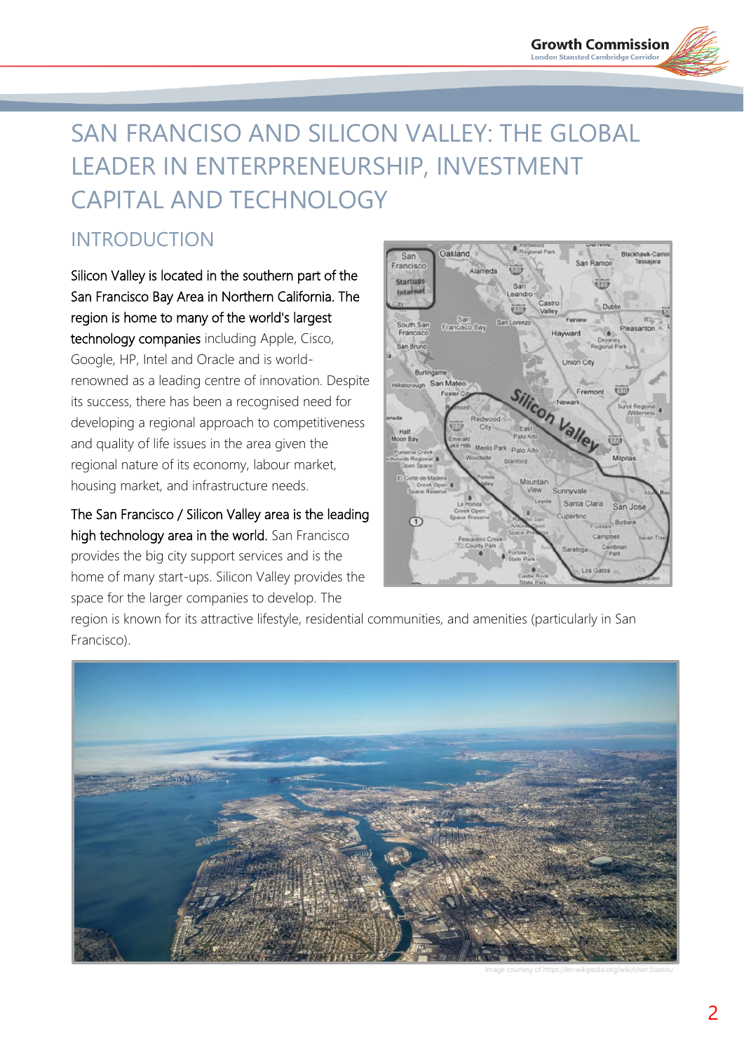# SAN FRANCISO AND SILICON VALLEY: THE GLOBAL LEADER IN ENTERPRENEURSHIP, INVESTMENT CAPITAL AND TECHNOLOGY

## INTRODUCTION

Silicon Valley is located in the southern part of the San Francisco Bay Area in Northern California. The region is home to many of the world's largest technology companies including Apple, Cisco, Google, HP, Intel and Oracle and is world-renowned as a leading centre of innovation. Despite its success, there has been a recognised need for developing a regional approach to competitiveness and quality of life issues in the area given the regional nature of its economy, labour market, housing market, and infrastructure needs.

The San Francisco / Silicon Valley area is the leading high technology area in the world. San Francisco provides the big city support services and is the home of many start-ups. Silicon Valley provides the space for the larger companies to develop. The region is known for its attractive lifestyle, residential communities, and amenities (particularly in San Francisco).

Image courtesy of https://en.wikipedia.org/wiki/User:Staeiou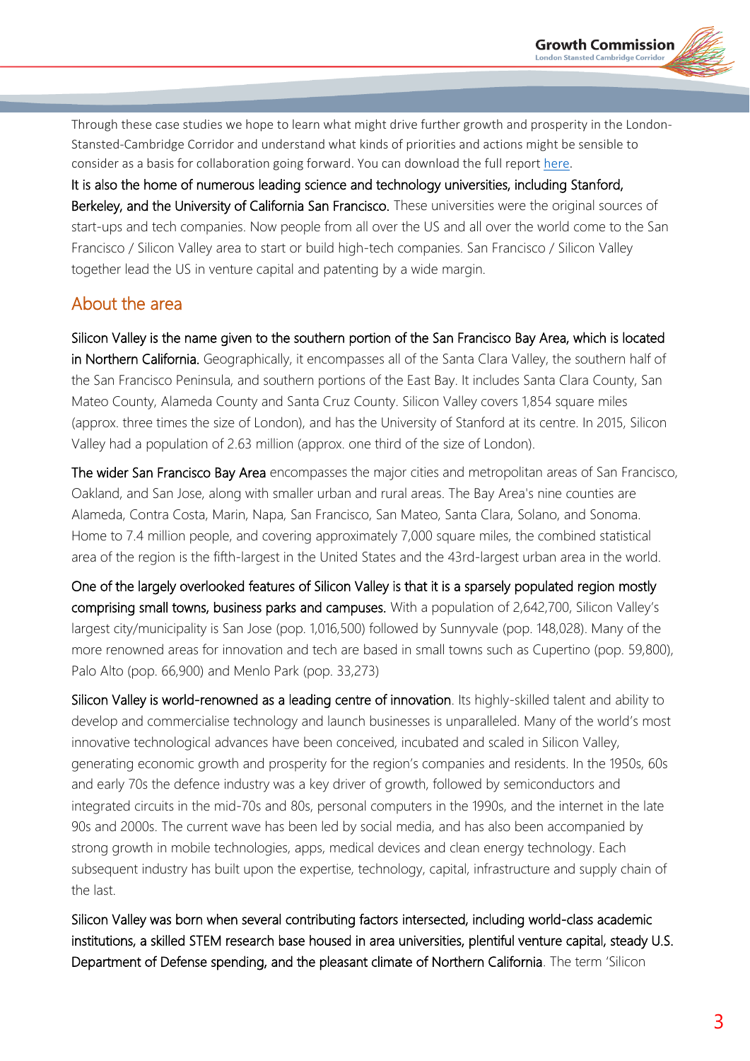Through these case studies we hope to learn what might drive further growth and prosperity in the London-Stansted-Cambridge Corridor and understand what kinds of priorities and actions might be sensible to consider as a basis for collaboration going forward. You can download the full report [here](here).

It is also the home of numerous leading science and technology universities, including Stanford, Berkeley, and the University of California San Francisco. These universities were the original sources of start-ups and tech companies. Now people from all over the US and all over the world come to the San Francisco / Silicon Valley area to start or build high-tech companies. San Francisco / Silicon Valley together lead the US in venture capital and patenting by a wide margin.

## About the area

Silicon Valley is the name given to the southern portion of the San Francisco Bay Area, which is located in Northern California. Geographically, it encompasses all of the Santa Clara Valley, the southern half of the San Francisco Peninsula, and southern portions of the East Bay. It includes Santa Clara County, San Mateo County, Alameda County and Santa Cruz County. Silicon Valley covers 1,854 square miles (approx. three times the size of London), and has the University of Stanford at its centre. In 2015, Silicon Valley had a population of 2.63 million (approx. one third of the size of London).

The wider San Francisco Bay Area encompasses the major cities and metropolitan areas of San Francisco, Oakland, and San Jose, along with smaller urban and rural areas. The Bay Area's nine counties are Alameda, Contra Costa, Marin, Napa, San Francisco, San Mateo, Santa Clara, Solano, and Sonoma. Home to 7.4 million people, and covering approximately 7,000 square miles, the combined statistical area of the region is the fifth-largest in the United States and the 43rd-largest urban area in the world.

One of the largely overlooked features of Silicon Valley is that it is a sparsely populated region mostly comprising small towns, business parks and campuses. With a population of 2,642,700, Silicon Valley's largest city/municipality is San Jose (pop. 1,016,500) followed by Sunnyvale (pop. 148,028). Many of the more renowned areas for innovation and tech are based in small towns such as Cupertino (pop. 59,800), Palo Alto (pop. 66,900) and Menlo Park (pop. 33,273)

Silicon Valley is world-renowned as a leading centre of innovation. Its highly-skilled talent and ability to develop and commercialise technology and launch businesses is unparalleled. Many of the world's most innovative technological advances have been conceived, incubated and scaled in Silicon Valley, generating economic growth and prosperity for the region's companies and residents. In the 1950s, 60s and early 70s the defence industry was a key driver of growth, followed by semiconductors and integrated circuits in the mid-70s and 80s, personal computers in the 1990s, and the internet in the late 90s and 2000s. The current wave has been led by social media, and has also been accompanied by strong growth in mobile technologies, apps, medical devices and clean energy technology. Each subsequent industry has built upon the expertise, technology, capital, infrastructure and supply chain of the last.

Silicon Valley was born when several contributing factors intersected, including world-class academic institutions, a skilled STEM research base housed in area universities, plentiful venture capital, steady U.S. Department of Defense spending, and the pleasant climate of Northern California. The term 'Silicon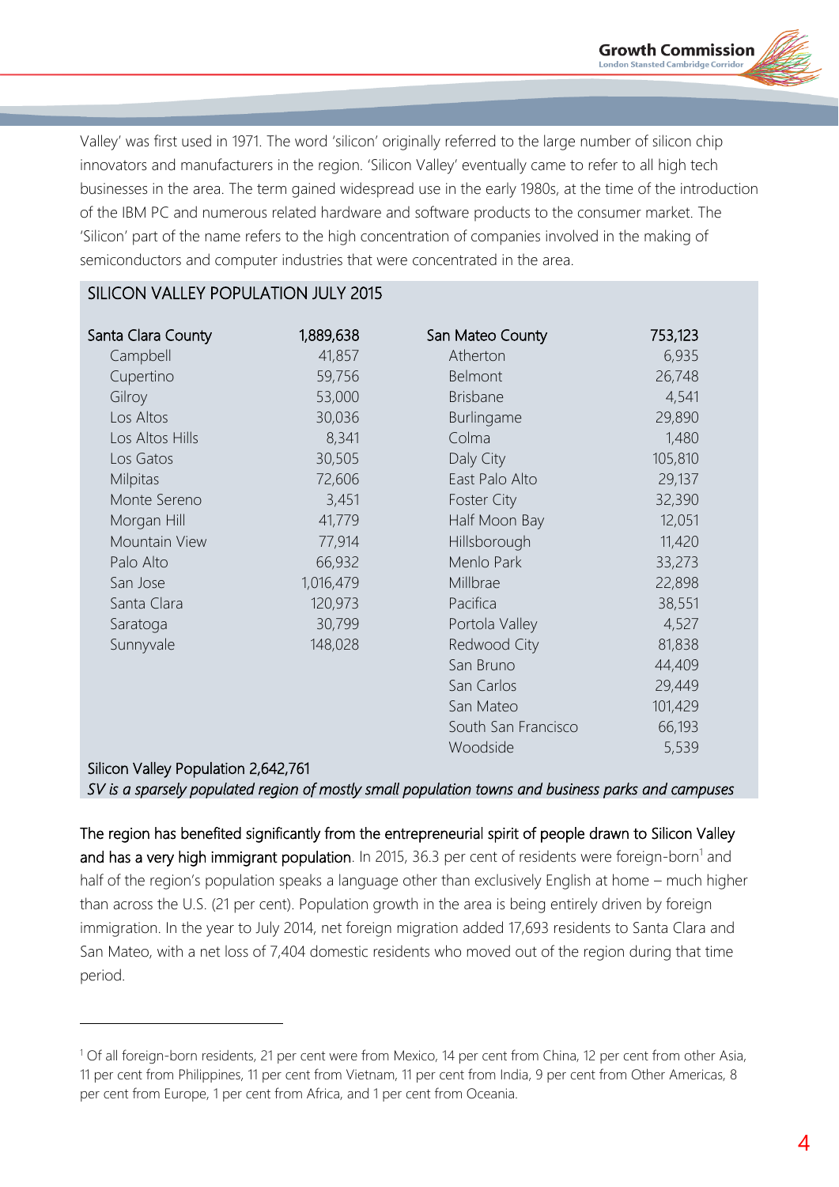Valley' was first used in 1971. The word 'silicon' originally referred to the large number of silicon chip innovators and manufacturers in the region. 'Silicon Valley' eventually came to refer to all high tech businesses in the area. The term gained widespread use in the early 1980s, at the time of the introduction of the IBM PC and numerous related hardware and software products to the consumer market. The 'Silicon' part of the name refers to the high concentration of companies involved in the making of semiconductors and computer industries that were concentrated in the area.

**SILICON VALLEY POPULATION JULY 2015**

| Santa Clara County | 1,889,638 | San Mateo County | 753,123 |
|---|---|---|---|
| Campbell | 41,857 | Atherton | 6,935 |
| Cupertino | 59,756 | Belmont | 26,748 |
| Gilroy | 53,000 | Brisbane | 4,541 |
| Los Altos | 30,036 | Burlingame | 29,890 |
| Los Altos Hills | 8,341 | Colma | 1,480 |
| Los Gatos | 30,505 | Daly City | 105,810 |
| Milpitas | 72,606 | East Palo Alto | 29,137 |
| Monte Sereno | 3,451 | Foster City | 32,390 |
| Morgan Hill | 41,779 | Half Moon Bay | 12,051 |
| Mountain View | 77,914 | Hillsborough | 11,420 |
| Palo Alto | 66,932 | Menlo Park | 33,273 |
| San Jose | 1,016,479 | Millbrae | 22,898 |
| Santa Clara | 120,973 | Pacifica | 38,551 |
| Saratoga | 30,799 | Portola Valley | 4,527 |
| Sunnyvale | 148,028 | Redwood City | 81,838 |
| | | San Bruno | 44,409 |
| | | San Carlos | 29,449 |
| | | San Mateo | 101,429 |
| | | South San Francisco | 66,193 |
| | | Woodside | 5,539 |

Silicon Valley Population 2,642,761

*SV is a sparsely populated region of mostly small population towns and business parks and campuses*

The region has benefited significantly from the entrepreneurial spirit of people drawn to Silicon Valley and has a very high immigrant population. In 2015, 36.3 per cent of residents were foreign-born[1] and half of the region's population speaks a language other than exclusively English at home – much higher than across the U.S. (21 per cent). Population growth in the area is being entirely driven by foreign immigration. In the year to July 2014, net foreign migration added 17,693 residents to Santa Clara and San Mateo, with a net loss of 7,404 domestic residents who moved out of the region during that time period.

[1] Of all foreign-born residents, 21 per cent were from Mexico, 14 per cent from China, 12 per cent from other Asia, 11 per cent from Philippines, 11 per cent from Vietnam, 11 per cent from India, 9 per cent from Other Americas, 8 per cent from Europe, 1 per cent from Africa, and 1 per cent from Oceania.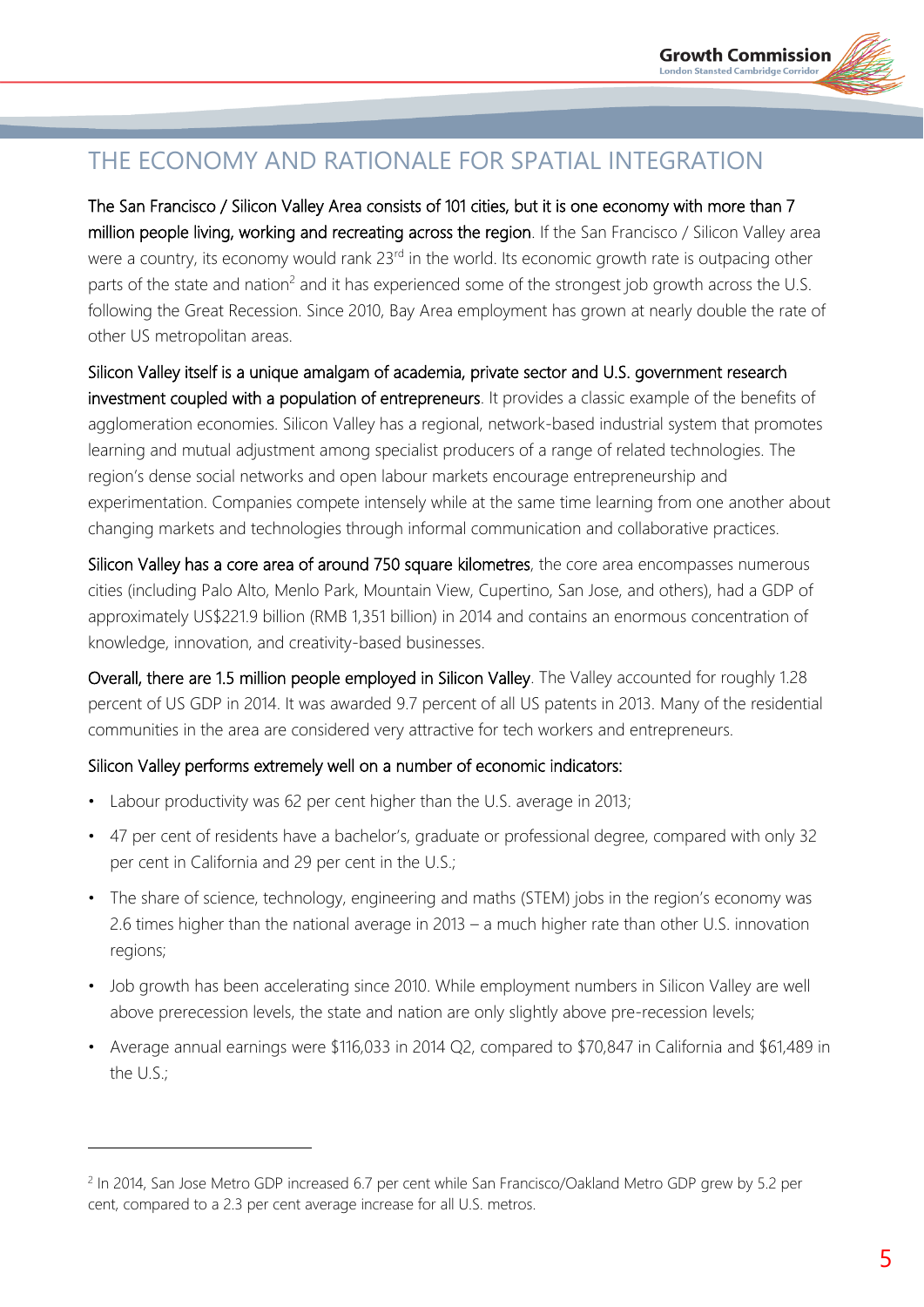## THE ECONOMY AND RATIONALE FOR SPATIAL INTEGRATION

The San Francisco / Silicon Valley Area consists of 101 cities, but it is one economy with more than 7 million people living, working and recreating across the region. If the San Francisco / Silicon Valley area were a country, its economy would rank 23rd in the world. Its economic growth rate is outpacing other parts of the state and nation[2] and it has experienced some of the strongest job growth across the U.S. following the Great Recession. Since 2010, Bay Area employment has grown at nearly double the rate of other US metropolitan areas.

Silicon Valley itself is a unique amalgam of academia, private sector and U.S. government research investment coupled with a population of entrepreneurs. It provides a classic example of the benefits of agglomeration economies. Silicon Valley has a regional, network-based industrial system that promotes learning and mutual adjustment among specialist producers of a range of related technologies. The region's dense social networks and open labour markets encourage entrepreneurship and experimentation. Companies compete intensely while at the same time learning from one another about changing markets and technologies through informal communication and collaborative practices.

Silicon Valley has a core area of around 750 square kilometres, the core area encompasses numerous cities (including Palo Alto, Menlo Park, Mountain View, Cupertino, San Jose, and others), had a GDP of approximately US$221.9 billion (RMB 1,351 billion) in 2014 and contains an enormous concentration of knowledge, innovation, and creativity-based businesses.

Overall, there are 1.5 million people employed in Silicon Valley. The Valley accounted for roughly 1.28 percent of US GDP in 2014. It was awarded 9.7 percent of all US patents in 2013. Many of the residential communities in the area are considered very attractive for tech workers and entrepreneurs.

Silicon Valley performs extremely well on a number of economic indicators:

- Labour productivity was 62 per cent higher than the U.S. average in 2013;
- 47 per cent of residents have a bachelor's, graduate or professional degree, compared with only 32 per cent in California and 29 per cent in the U.S.;
- The share of science, technology, engineering and maths (STEM) jobs in the region's economy was 2.6 times higher than the national average in 2013 – a much higher rate than other U.S. innovation regions;
- Job growth has been accelerating since 2010. While employment numbers in Silicon Valley are well above prerecession levels, the state and nation are only slightly above pre-recession levels;
- Average annual earnings were $116,033 in 2014 Q2, compared to $70,847 in California and $61,489 in the U.S.;

[2] In 2014, San Jose Metro GDP increased 6.7 per cent while San Francisco/Oakland Metro GDP grew by 5.2 per cent, compared to a 2.3 per cent average increase for all U.S. metros.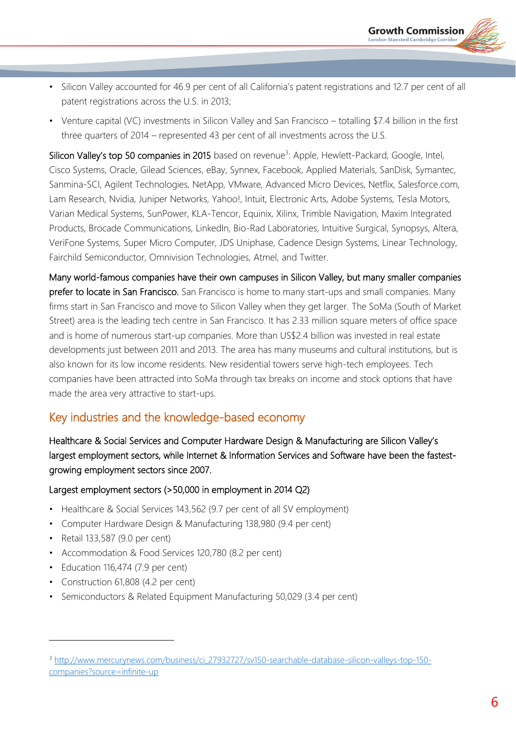- Silicon Valley accounted for 46.9 per cent of all California's patent registrations and 12.7 per cent of all patent registrations across the U.S. in 2013;
- Venture capital (VC) investments in Silicon Valley and San Francisco – totalling $7.4 billion in the first three quarters of 2014 – represented 43 per cent of all investments across the U.S.

Silicon Valley's top 50 companies in 2015 based on revenue[3]: Apple, Hewlett-Packard, Google, Intel, Cisco Systems, Oracle, Gilead Sciences, eBay, Synnex, Facebook, Applied Materials, SanDisk, Symantec, Sanmina-SCI, Agilent Technologies, NetApp, VMware, Advanced Micro Devices, Netflix, Salesforce.com, Lam Research, Nvidia, Juniper Networks, Yahoo!, Intuit, Electronic Arts, Adobe Systems, Tesla Motors, Varian Medical Systems, SunPower, KLA-Tencor, Equinix, Xilinx, Trimble Navigation, Maxim Integrated Products, Brocade Communications, LinkedIn, Bio-Rad Laboratories, Intuitive Surgical, Synopsys, Altera, VeriFone Systems, Super Micro Computer, JDS Uniphase, Cadence Design Systems, Linear Technology, Fairchild Semiconductor, Omnivision Technologies, Atmel, and Twitter.

Many world-famous companies have their own campuses in Silicon Valley, but many smaller companies prefer to locate in San Francisco. San Francisco is home to many start-ups and small companies. Many firms start in San Francisco and move to Silicon Valley when they get larger. The SoMa (South of Market Street) area is the leading tech centre in San Francisco. It has 2.33 million square meters of office space and is home of numerous start-up companies. More than US$2.4 billion was invested in real estate developments just between 2011 and 2013. The area has many museums and cultural institutions, but is also known for its low income residents. New residential towers serve high-tech employees. Tech companies have been attracted into SoMa through tax breaks on income and stock options that have made the area very attractive to start-ups.

## Key industries and the knowledge-based economy

Healthcare & Social Services and Computer Hardware Design & Manufacturing are Silicon Valley's largest employment sectors, while Internet & Information Services and Software have been the fastest-growing employment sectors since 2007.

Largest employment sectors (>50,000 in employment in 2014 Q2)

- Healthcare & Social Services 143,562 (9.7 per cent of all SV employment)
- Computer Hardware Design & Manufacturing 138,980 (9.4 per cent)
- Retail 133,587 (9.0 per cent)
- Accommodation & Food Services 120,780 (8.2 per cent)
- Education 116,474 (7.9 per cent)
- Construction 61,808 (4.2 per cent)
- Semiconductors & Related Equipment Manufacturing 50,029 (3.4 per cent)

[3] http://www.mercurynews.com/business/ci_27932727/sv150-searchable-database-silicon-valleys-top-150-companies?source=infinite-up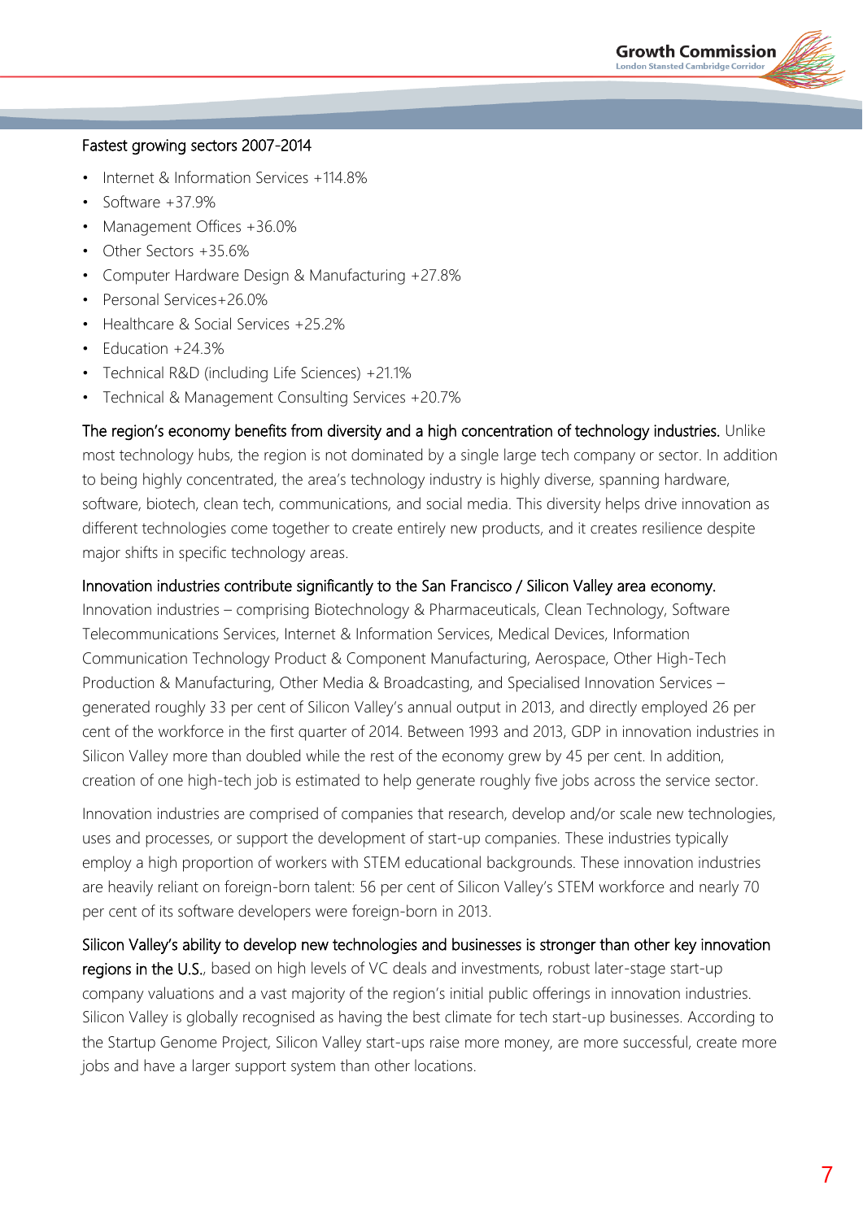Fastest growing sectors 2007-2014

- Internet & Information Services +114.8%
- Software +37.9%
- Management Offices +36.0%
- Other Sectors +35.6%
- Computer Hardware Design & Manufacturing +27.8%
- Personal Services+26.0%
- Healthcare & Social Services +25.2%
- Education +24.3%
- Technical R&D (including Life Sciences) +21.1%
- Technical & Management Consulting Services +20.7%

The region's economy benefits from diversity and a high concentration of technology industries. Unlike most technology hubs, the region is not dominated by a single large tech company or sector. In addition to being highly concentrated, the area's technology industry is highly diverse, spanning hardware, software, biotech, clean tech, communications, and social media. This diversity helps drive innovation as different technologies come together to create entirely new products, and it creates resilience despite major shifts in specific technology areas.

Innovation industries contribute significantly to the San Francisco / Silicon Valley area economy. Innovation industries – comprising Biotechnology & Pharmaceuticals, Clean Technology, Software Telecommunications Services, Internet & Information Services, Medical Devices, Information Communication Technology Product & Component Manufacturing, Aerospace, Other High-Tech Production & Manufacturing, Other Media & Broadcasting, and Specialised Innovation Services – generated roughly 33 per cent of Silicon Valley's annual output in 2013, and directly employed 26 per cent of the workforce in the first quarter of 2014. Between 1993 and 2013, GDP in innovation industries in Silicon Valley more than doubled while the rest of the economy grew by 45 per cent. In addition, creation of one high-tech job is estimated to help generate roughly five jobs across the service sector.

Innovation industries are comprised of companies that research, develop and/or scale new technologies, uses and processes, or support the development of start-up companies. These industries typically employ a high proportion of workers with STEM educational backgrounds. These innovation industries are heavily reliant on foreign-born talent: 56 per cent of Silicon Valley's STEM workforce and nearly 70 per cent of its software developers were foreign-born in 2013.

Silicon Valley's ability to develop new technologies and businesses is stronger than other key innovation regions in the U.S., based on high levels of VC deals and investments, robust later-stage start-up company valuations and a vast majority of the region's initial public offerings in innovation industries. Silicon Valley is globally recognised as having the best climate for tech start-up businesses. According to the Startup Genome Project, Silicon Valley start-ups raise more money, are more successful, create more jobs and have a larger support system than other locations.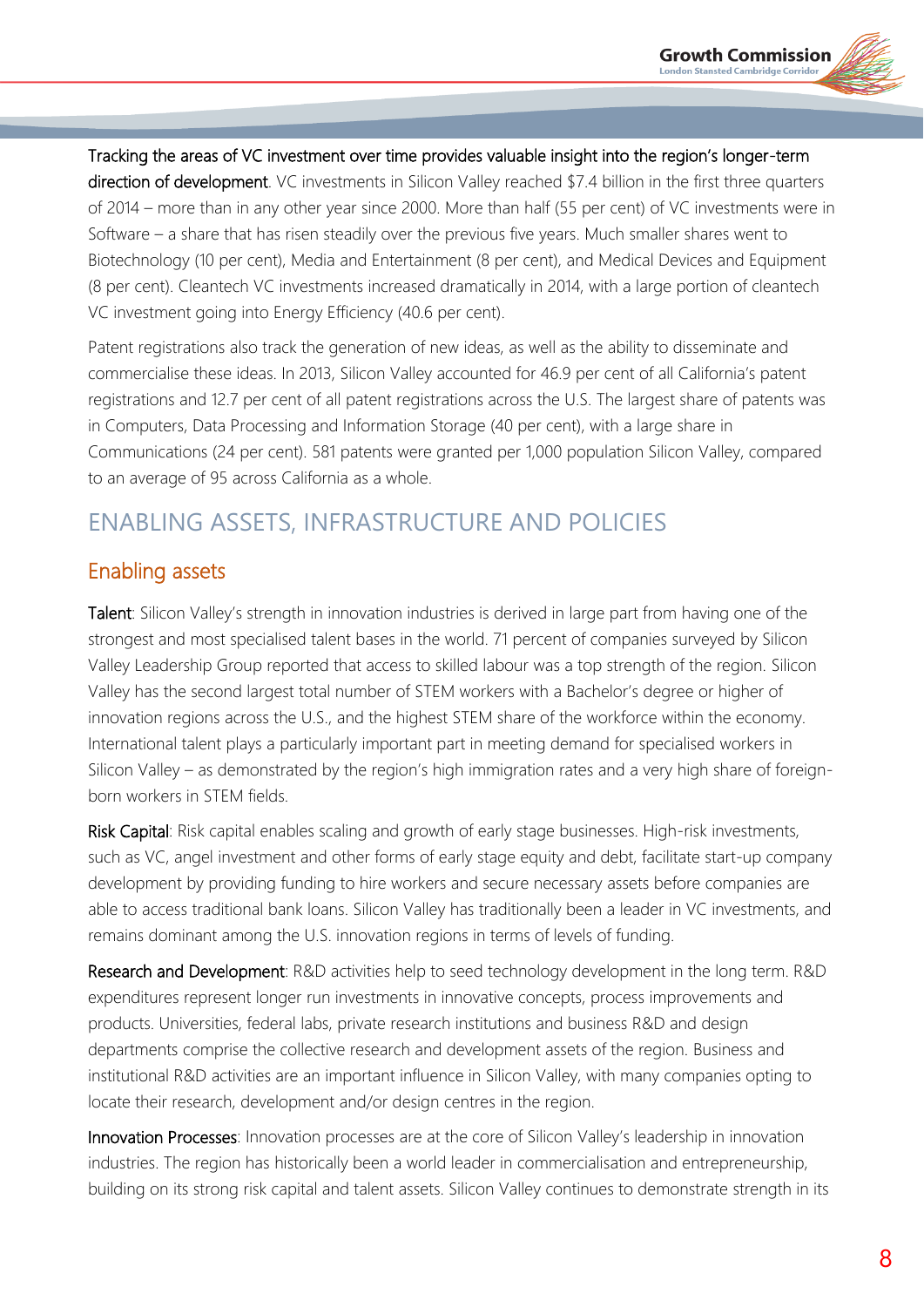Tracking the areas of VC investment over time provides valuable insight into the region's longer-term direction of development. VC investments in Silicon Valley reached $7.4 billion in the first three quarters of 2014 – more than in any other year since 2000. More than half (55 per cent) of VC investments were in Software – a share that has risen steadily over the previous five years. Much smaller shares went to Biotechnology (10 per cent), Media and Entertainment (8 per cent), and Medical Devices and Equipment (8 per cent). Cleantech VC investments increased dramatically in 2014, with a large portion of cleantech VC investment going into Energy Efficiency (40.6 per cent).

Patent registrations also track the generation of new ideas, as well as the ability to disseminate and commercialise these ideas. In 2013, Silicon Valley accounted for 46.9 per cent of all California's patent registrations and 12.7 per cent of all patent registrations across the U.S. The largest share of patents was in Computers, Data Processing and Information Storage (40 per cent), with a large share in Communications (24 per cent). 581 patents were granted per 1,000 population Silicon Valley, compared to an average of 95 across California as a whole.

## ENABLING ASSETS, INFRASTRUCTURE AND POLICIES

### Enabling assets

Talent: Silicon Valley's strength in innovation industries is derived in large part from having one of the strongest and most specialised talent bases in the world. 71 percent of companies surveyed by Silicon Valley Leadership Group reported that access to skilled labour was a top strength of the region. Silicon Valley has the second largest total number of STEM workers with a Bachelor's degree or higher of innovation regions across the U.S., and the highest STEM share of the workforce within the economy. International talent plays a particularly important part in meeting demand for specialised workers in Silicon Valley – as demonstrated by the region's high immigration rates and a very high share of foreign-born workers in STEM fields.

Risk Capital: Risk capital enables scaling and growth of early stage businesses. High-risk investments, such as VC, angel investment and other forms of early stage equity and debt, facilitate start-up company development by providing funding to hire workers and secure necessary assets before companies are able to access traditional bank loans. Silicon Valley has traditionally been a leader in VC investments, and remains dominant among the U.S. innovation regions in terms of levels of funding.

Research and Development: R&D activities help to seed technology development in the long term. R&D expenditures represent longer run investments in innovative concepts, process improvements and products. Universities, federal labs, private research institutions and business R&D and design departments comprise the collective research and development assets of the region. Business and institutional R&D activities are an important influence in Silicon Valley, with many companies opting to locate their research, development and/or design centres in the region.

Innovation Processes: Innovation processes are at the core of Silicon Valley's leadership in innovation industries. The region has historically been a world leader in commercialisation and entrepreneurship, building on its strong risk capital and talent assets. Silicon Valley continues to demonstrate strength in its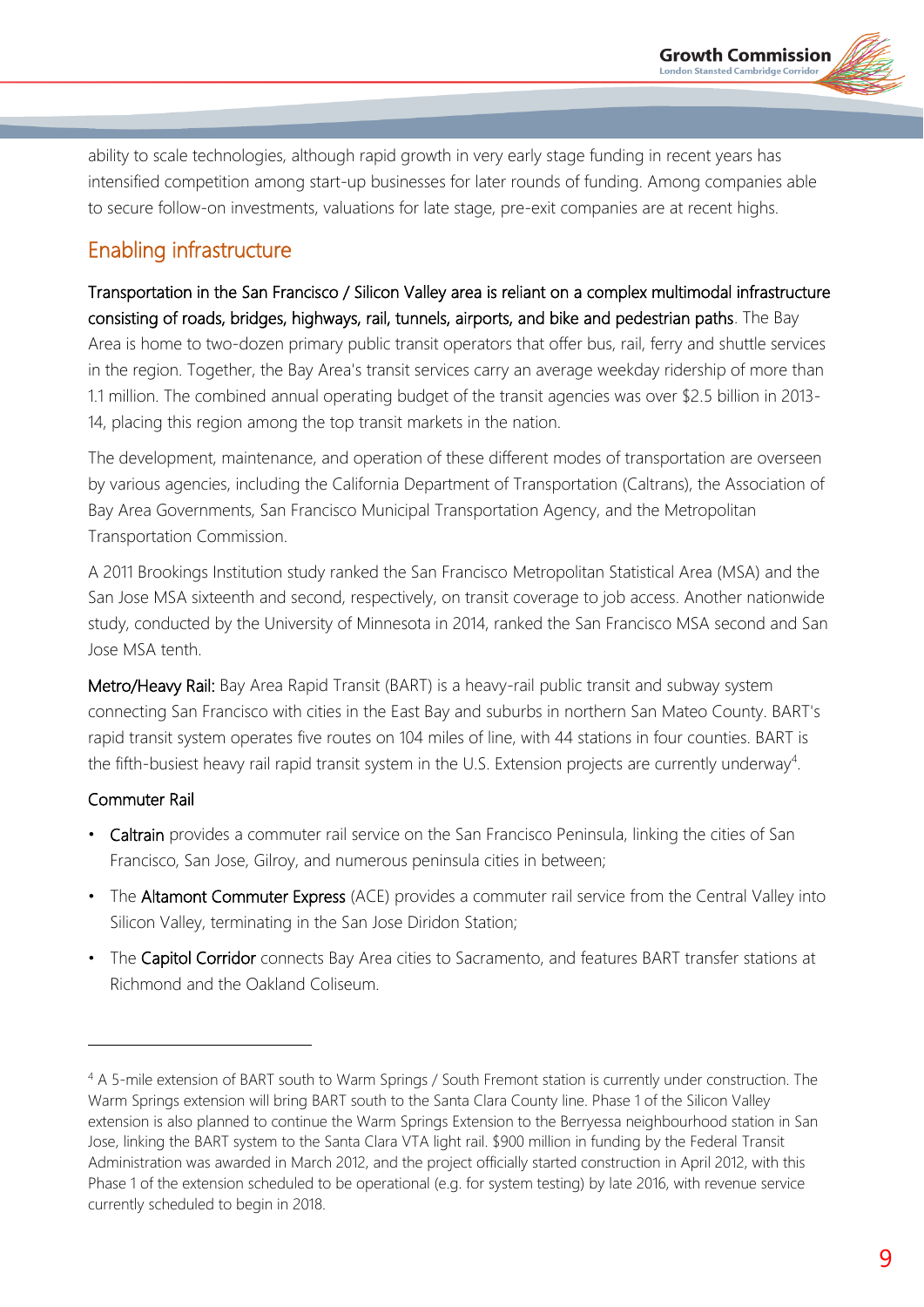ability to scale technologies, although rapid growth in very early stage funding in recent years has intensified competition among start-up businesses for later rounds of funding. Among companies able to secure follow-on investments, valuations for late stage, pre-exit companies are at recent highs.

## Enabling infrastructure

Transportation in the San Francisco / Silicon Valley area is reliant on a complex multimodal infrastructure consisting of roads, bridges, highways, rail, tunnels, airports, and bike and pedestrian paths. The Bay Area is home to two-dozen primary public transit operators that offer bus, rail, ferry and shuttle services in the region. Together, the Bay Area's transit services carry an average weekday ridership of more than 1.1 million. The combined annual operating budget of the transit agencies was over $2.5 billion in 2013-14, placing this region among the top transit markets in the nation.

The development, maintenance, and operation of these different modes of transportation are overseen by various agencies, including the California Department of Transportation (Caltrans), the Association of Bay Area Governments, San Francisco Municipal Transportation Agency, and the Metropolitan Transportation Commission.

A 2011 Brookings Institution study ranked the San Francisco Metropolitan Statistical Area (MSA) and the San Jose MSA sixteenth and second, respectively, on transit coverage to job access. Another nationwide study, conducted by the University of Minnesota in 2014, ranked the San Francisco MSA second and San Jose MSA tenth.

Metro/Heavy Rail: Bay Area Rapid Transit (BART) is a heavy-rail public transit and subway system connecting San Francisco with cities in the East Bay and suburbs in northern San Mateo County. BART's rapid transit system operates five routes on 104 miles of line, with 44 stations in four counties. BART is the fifth-busiest heavy rail rapid transit system in the U.S. Extension projects are currently underway[4].

### Commuter Rail

- Caltrain provides a commuter rail service on the San Francisco Peninsula, linking the cities of San Francisco, San Jose, Gilroy, and numerous peninsula cities in between;
- The Altamont Commuter Express (ACE) provides a commuter rail service from the Central Valley into Silicon Valley, terminating in the San Jose Diridon Station;
- The Capitol Corridor connects Bay Area cities to Sacramento, and features BART transfer stations at Richmond and the Oakland Coliseum.

---

[4] A 5-mile extension of BART south to Warm Springs / South Fremont station is currently under construction. The Warm Springs extension will bring BART south to the Santa Clara County line. Phase 1 of the Silicon Valley extension is also planned to continue the Warm Springs Extension to the Berryessa neighbourhood station in San Jose, linking the BART system to the Santa Clara VTA light rail. $900 million in funding by the Federal Transit Administration was awarded in March 2012, and the project officially started construction in April 2012, with this Phase 1 of the extension scheduled to be operational (e.g. for system testing) by late 2016, with revenue service currently scheduled to begin in 2018.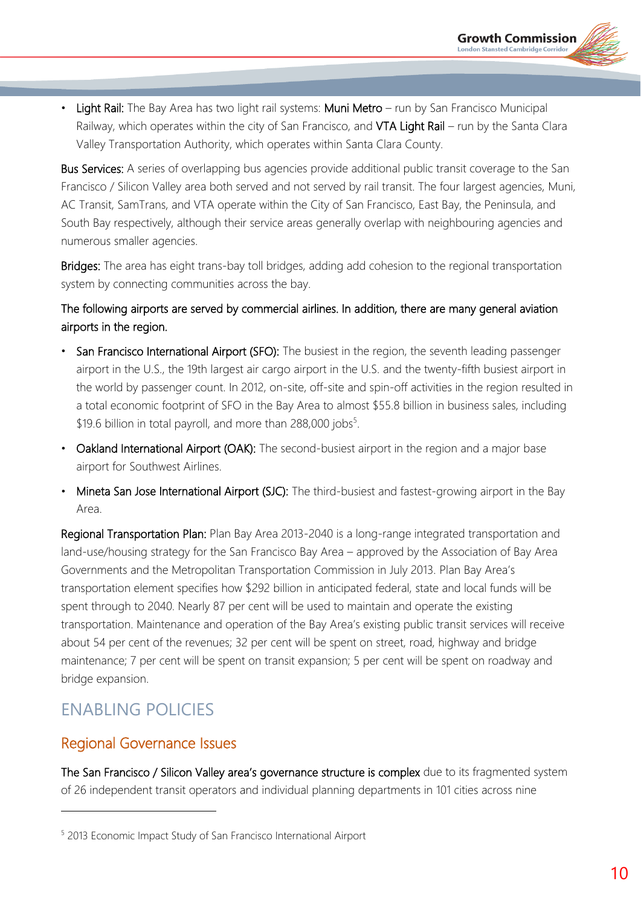- **Light Rail:** The Bay Area has two light rail systems: **Muni Metro** – run by San Francisco Municipal Railway, which operates within the city of San Francisco, and **VTA Light Rail** – run by the Santa Clara Valley Transportation Authority, which operates within Santa Clara County.

**Bus Services:** A series of overlapping bus agencies provide additional public transit coverage to the San Francisco / Silicon Valley area both served and not served by rail transit. The four largest agencies, Muni, AC Transit, SamTrans, and VTA operate within the City of San Francisco, East Bay, the Peninsula, and South Bay respectively, although their service areas generally overlap with neighbouring agencies and numerous smaller agencies.

**Bridges:** The area has eight trans-bay toll bridges, adding add cohesion to the regional transportation system by connecting communities across the bay.

**The following airports are served by commercial airlines. In addition, there are many general aviation airports in the region.**

- **San Francisco International Airport (SFO):** The busiest in the region, the seventh leading passenger airport in the U.S., the 19th largest air cargo airport in the U.S. and the twenty-fifth busiest airport in the world by passenger count. In 2012, on-site, off-site and spin-off activities in the region resulted in a total economic footprint of SFO in the Bay Area to almost $55.8 billion in business sales, including $19.6 billion in total payroll, and more than 288,000 jobs[5].
- **Oakland International Airport (OAK):** The second-busiest airport in the region and a major base airport for Southwest Airlines.
- **Mineta San Jose International Airport (SJC):** The third-busiest and fastest-growing airport in the Bay Area.

**Regional Transportation Plan:** Plan Bay Area 2013-2040 is a long-range integrated transportation and land-use/housing strategy for the San Francisco Bay Area – approved by the Association of Bay Area Governments and the Metropolitan Transportation Commission in July 2013. Plan Bay Area's transportation element specifies how $292 billion in anticipated federal, state and local funds will be spent through to 2040. Nearly 87 per cent will be used to maintain and operate the existing transportation. Maintenance and operation of the Bay Area's existing public transit services will receive about 54 per cent of the revenues; 32 per cent will be spent on street, road, highway and bridge maintenance; 7 per cent will be spent on transit expansion; 5 per cent will be spent on roadway and bridge expansion.

## ENABLING POLICIES

### Regional Governance Issues

**The San Francisco / Silicon Valley area's governance structure is complex** due to its fragmented system of 26 independent transit operators and individual planning departments in 101 cities across nine

---

[5] 2013 Economic Impact Study of San Francisco International Airport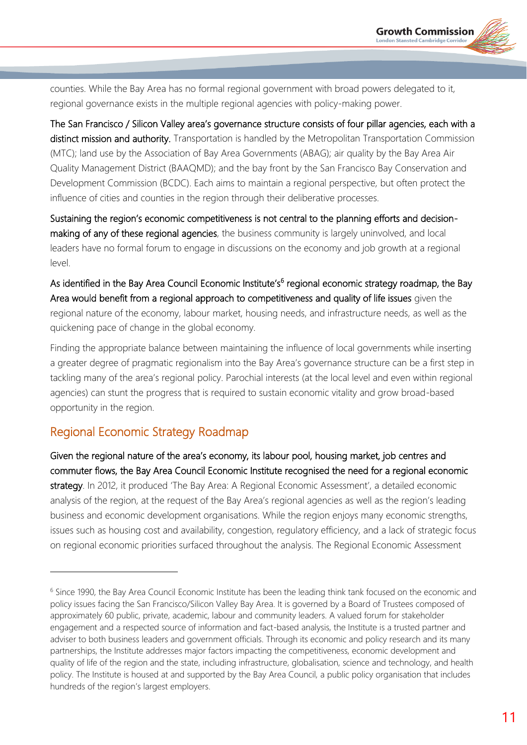counties. While the Bay Area has no formal regional government with broad powers delegated to it, regional governance exists in the multiple regional agencies with policy-making power.

The San Francisco / Silicon Valley area's governance structure consists of four pillar agencies, each with a distinct mission and authority. Transportation is handled by the Metropolitan Transportation Commission (MTC); land use by the Association of Bay Area Governments (ABAG); air quality by the Bay Area Air Quality Management District (BAAQMD); and the bay front by the San Francisco Bay Conservation and Development Commission (BCDC). Each aims to maintain a regional perspective, but often protect the influence of cities and counties in the region through their deliberative processes.

Sustaining the region's economic competitiveness is not central to the planning efforts and decision-making of any of these regional agencies, the business community is largely uninvolved, and local leaders have no formal forum to engage in discussions on the economy and job growth at a regional level.

As identified in the Bay Area Council Economic Institute's[6] regional economic strategy roadmap, the Bay Area would benefit from a regional approach to competitiveness and quality of life issues given the regional nature of the economy, labour market, housing needs, and infrastructure needs, as well as the quickening pace of change in the global economy.

Finding the appropriate balance between maintaining the influence of local governments while inserting a greater degree of pragmatic regionalism into the Bay Area's governance structure can be a first step in tackling many of the area's regional policy. Parochial interests (at the local level and even within regional agencies) can stunt the progress that is required to sustain economic vitality and grow broad-based opportunity in the region.

## Regional Economic Strategy Roadmap

Given the regional nature of the area's economy, its labour pool, housing market, job centres and commuter flows, the Bay Area Council Economic Institute recognised the need for a regional economic strategy. In 2012, it produced 'The Bay Area: A Regional Economic Assessment', a detailed economic analysis of the region, at the request of the Bay Area's regional agencies as well as the region's leading business and economic development organisations. While the region enjoys many economic strengths, issues such as housing cost and availability, congestion, regulatory efficiency, and a lack of strategic focus on regional economic priorities surfaced throughout the analysis. The Regional Economic Assessment

---

[6] Since 1990, the Bay Area Council Economic Institute has been the leading think tank focused on the economic and policy issues facing the San Francisco/Silicon Valley Bay Area. It is governed by a Board of Trustees composed of approximately 60 public, private, academic, labour and community leaders. A valued forum for stakeholder engagement and a respected source of information and fact-based analysis, the Institute is a trusted partner and adviser to both business leaders and government officials. Through its economic and policy research and its many partnerships, the Institute addresses major factors impacting the competitiveness, economic development and quality of life of the region and the state, including infrastructure, globalisation, science and technology, and health policy. The Institute is housed at and supported by the Bay Area Council, a public policy organisation that includes hundreds of the region's largest employers.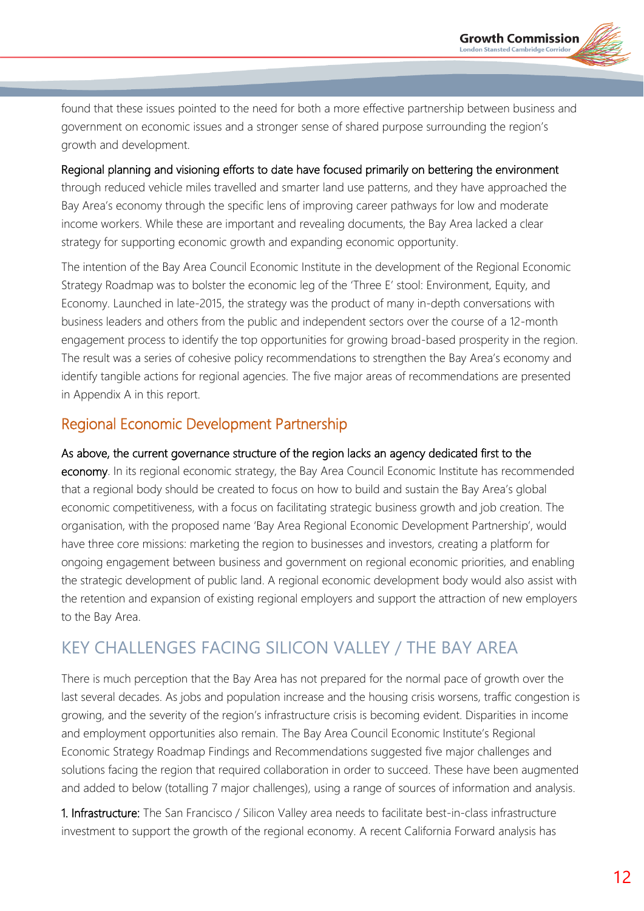found that these issues pointed to the need for both a more effective partnership between business and government on economic issues and a stronger sense of shared purpose surrounding the region's growth and development.

Regional planning and visioning efforts to date have focused primarily on bettering the environment through reduced vehicle miles travelled and smarter land use patterns, and they have approached the Bay Area's economy through the specific lens of improving career pathways for low and moderate income workers. While these are important and revealing documents, the Bay Area lacked a clear strategy for supporting economic growth and expanding economic opportunity.

The intention of the Bay Area Council Economic Institute in the development of the Regional Economic Strategy Roadmap was to bolster the economic leg of the 'Three E' stool: Environment, Equity, and Economy. Launched in late-2015, the strategy was the product of many in-depth conversations with business leaders and others from the public and independent sectors over the course of a 12-month engagement process to identify the top opportunities for growing broad-based prosperity in the region. The result was a series of cohesive policy recommendations to strengthen the Bay Area's economy and identify tangible actions for regional agencies. The five major areas of recommendations are presented in Appendix A in this report.

## Regional Economic Development Partnership

As above, the current governance structure of the region lacks an agency dedicated first to the economy. In its regional economic strategy, the Bay Area Council Economic Institute has recommended that a regional body should be created to focus on how to build and sustain the Bay Area's global economic competitiveness, with a focus on facilitating strategic business growth and job creation. The organisation, with the proposed name 'Bay Area Regional Economic Development Partnership', would have three core missions: marketing the region to businesses and investors, creating a platform for ongoing engagement between business and government on regional economic priorities, and enabling the strategic development of public land. A regional economic development body would also assist with the retention and expansion of existing regional employers and support the attraction of new employers to the Bay Area.

# KEY CHALLENGES FACING SILICON VALLEY / THE BAY AREA

There is much perception that the Bay Area has not prepared for the normal pace of growth over the last several decades. As jobs and population increase and the housing crisis worsens, traffic congestion is growing, and the severity of the region's infrastructure crisis is becoming evident. Disparities in income and employment opportunities also remain. The Bay Area Council Economic Institute's Regional Economic Strategy Roadmap Findings and Recommendations suggested five major challenges and solutions facing the region that required collaboration in order to succeed. These have been augmented and added to below (totalling 7 major challenges), using a range of sources of information and analysis.

1. Infrastructure: The San Francisco / Silicon Valley area needs to facilitate best-in-class infrastructure investment to support the growth of the regional economy. A recent California Forward analysis has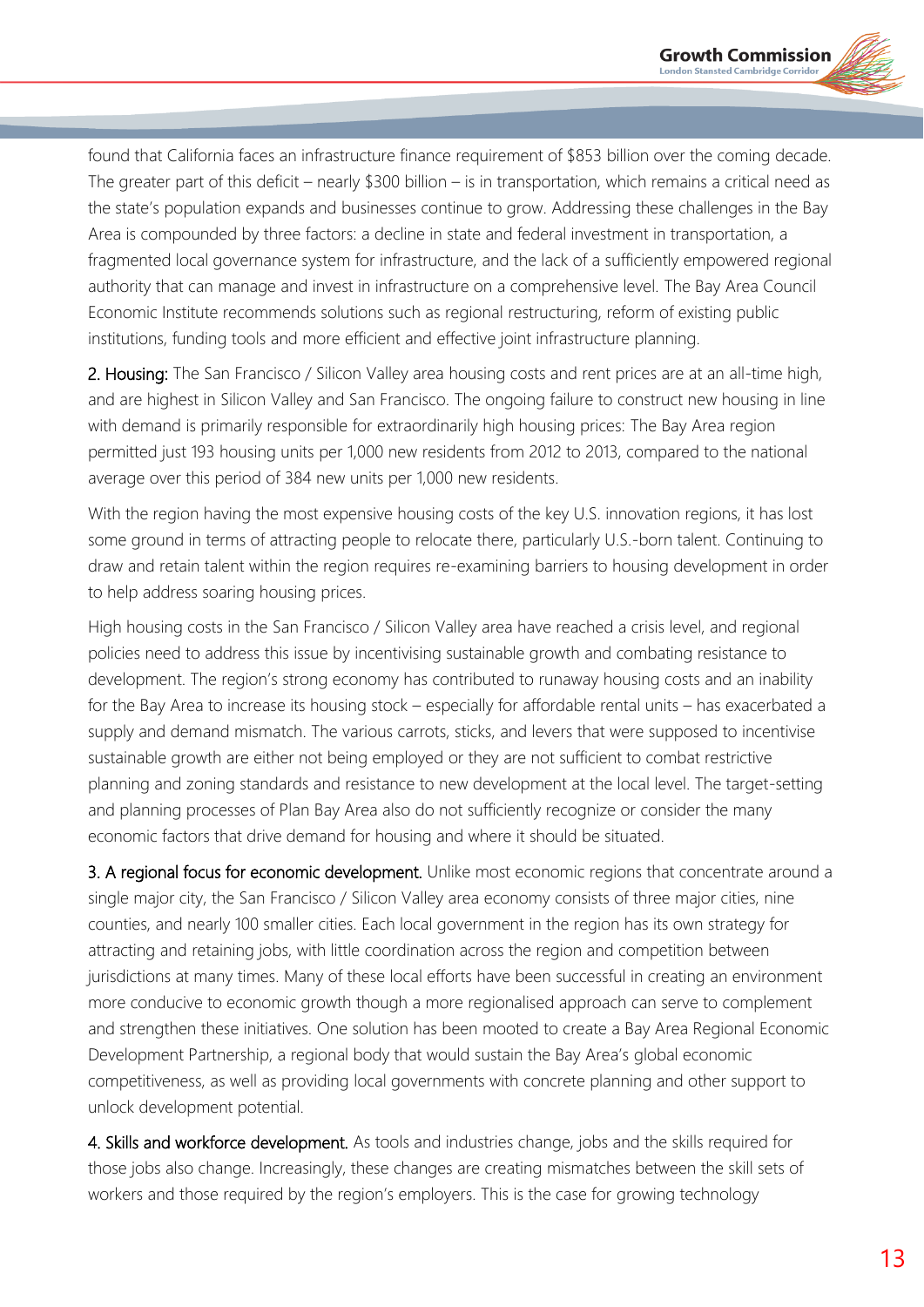found that California faces an infrastructure finance requirement of $853 billion over the coming decade. The greater part of this deficit – nearly $300 billion – is in transportation, which remains a critical need as the state's population expands and businesses continue to grow. Addressing these challenges in the Bay Area is compounded by three factors: a decline in state and federal investment in transportation, a fragmented local governance system for infrastructure, and the lack of a sufficiently empowered regional authority that can manage and invest in infrastructure on a comprehensive level. The Bay Area Council Economic Institute recommends solutions such as regional restructuring, reform of existing public institutions, funding tools and more efficient and effective joint infrastructure planning.

2. Housing: The San Francisco / Silicon Valley area housing costs and rent prices are at an all-time high, and are highest in Silicon Valley and San Francisco. The ongoing failure to construct new housing in line with demand is primarily responsible for extraordinarily high housing prices: The Bay Area region permitted just 193 housing units per 1,000 new residents from 2012 to 2013, compared to the national average over this period of 384 new units per 1,000 new residents.

With the region having the most expensive housing costs of the key U.S. innovation regions, it has lost some ground in terms of attracting people to relocate there, particularly U.S.-born talent. Continuing to draw and retain talent within the region requires re-examining barriers to housing development in order to help address soaring housing prices.

High housing costs in the San Francisco / Silicon Valley area have reached a crisis level, and regional policies need to address this issue by incentivising sustainable growth and combating resistance to development. The region's strong economy has contributed to runaway housing costs and an inability for the Bay Area to increase its housing stock – especially for affordable rental units – has exacerbated a supply and demand mismatch. The various carrots, sticks, and levers that were supposed to incentivise sustainable growth are either not being employed or they are not sufficient to combat restrictive planning and zoning standards and resistance to new development at the local level. The target-setting and planning processes of Plan Bay Area also do not sufficiently recognize or consider the many economic factors that drive demand for housing and where it should be situated.

3. A regional focus for economic development. Unlike most economic regions that concentrate around a single major city, the San Francisco / Silicon Valley area economy consists of three major cities, nine counties, and nearly 100 smaller cities. Each local government in the region has its own strategy for attracting and retaining jobs, with little coordination across the region and competition between jurisdictions at many times. Many of these local efforts have been successful in creating an environment more conducive to economic growth though a more regionalised approach can serve to complement and strengthen these initiatives. One solution has been mooted to create a Bay Area Regional Economic Development Partnership, a regional body that would sustain the Bay Area's global economic competitiveness, as well as providing local governments with concrete planning and other support to unlock development potential.

4. Skills and workforce development. As tools and industries change, jobs and the skills required for those jobs also change. Increasingly, these changes are creating mismatches between the skill sets of workers and those required by the region's employers. This is the case for growing technology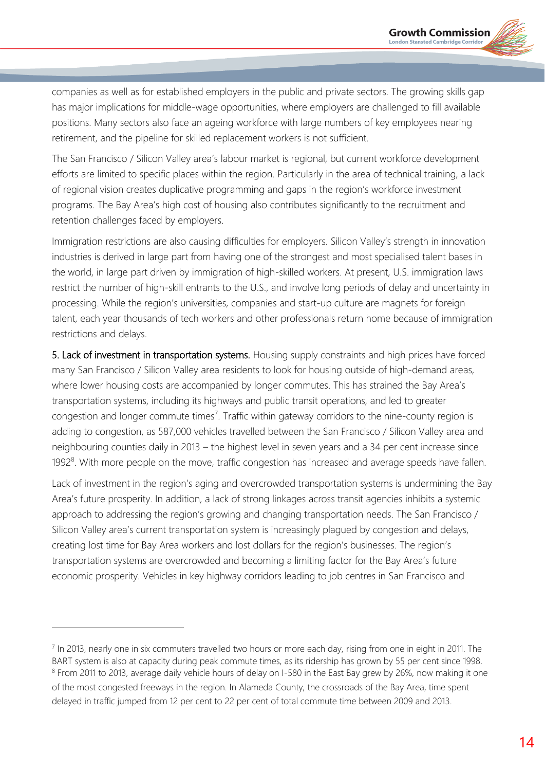companies as well as for established employers in the public and private sectors. The growing skills gap has major implications for middle-wage opportunities, where employers are challenged to fill available positions. Many sectors also face an ageing workforce with large numbers of key employees nearing retirement, and the pipeline for skilled replacement workers is not sufficient.

The San Francisco / Silicon Valley area's labour market is regional, but current workforce development efforts are limited to specific places within the region. Particularly in the area of technical training, a lack of regional vision creates duplicative programming and gaps in the region's workforce investment programs. The Bay Area's high cost of housing also contributes significantly to the recruitment and retention challenges faced by employers.

Immigration restrictions are also causing difficulties for employers. Silicon Valley's strength in innovation industries is derived in large part from having one of the strongest and most specialised talent bases in the world, in large part driven by immigration of high-skilled workers. At present, U.S. immigration laws restrict the number of high-skill entrants to the U.S., and involve long periods of delay and uncertainty in processing. While the region's universities, companies and start-up culture are magnets for foreign talent, each year thousands of tech workers and other professionals return home because of immigration restrictions and delays.

5. Lack of investment in transportation systems. Housing supply constraints and high prices have forced many San Francisco / Silicon Valley area residents to look for housing outside of high-demand areas, where lower housing costs are accompanied by longer commutes. This has strained the Bay Area's transportation systems, including its highways and public transit operations, and led to greater congestion and longer commute times[7]. Traffic within gateway corridors to the nine-county region is adding to congestion, as 587,000 vehicles travelled between the San Francisco / Silicon Valley area and neighbouring counties daily in 2013 – the highest level in seven years and a 34 per cent increase since 1992[8]. With more people on the move, traffic congestion has increased and average speeds have fallen.

Lack of investment in the region's aging and overcrowded transportation systems is undermining the Bay Area's future prosperity. In addition, a lack of strong linkages across transit agencies inhibits a systemic approach to addressing the region's growing and changing transportation needs. The San Francisco / Silicon Valley area's current transportation system is increasingly plagued by congestion and delays, creating lost time for Bay Area workers and lost dollars for the region's businesses. The region's transportation systems are overcrowded and becoming a limiting factor for the Bay Area's future economic prosperity. Vehicles in key highway corridors leading to job centres in San Francisco and

---

[7] In 2013, nearly one in six commuters travelled two hours or more each day, rising from one in eight in 2011. The BART system is also at capacity during peak commute times, as its ridership has grown by 55 per cent since 1998.

[8] From 2011 to 2013, average daily vehicle hours of delay on I-580 in the East Bay grew by 26%, now making it one of the most congested freeways in the region. In Alameda County, the crossroads of the Bay Area, time spent delayed in traffic jumped from 12 per cent to 22 per cent of total commute time between 2009 and 2013.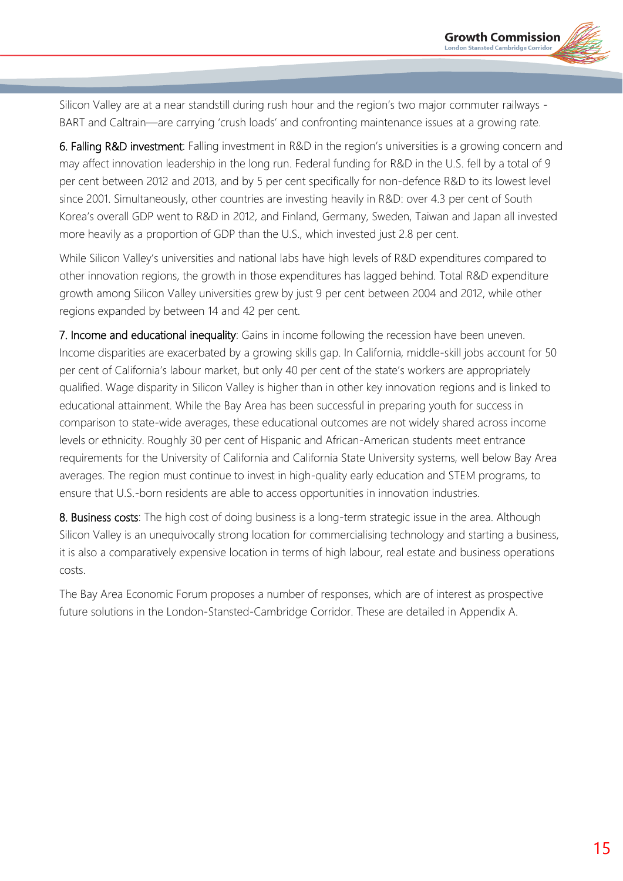Silicon Valley are at a near standstill during rush hour and the region's two major commuter railways - BART and Caltrain—are carrying 'crush loads' and confronting maintenance issues at a growing rate.

6. Falling R&D investment: Falling investment in R&D in the region's universities is a growing concern and may affect innovation leadership in the long run. Federal funding for R&D in the U.S. fell by a total of 9 per cent between 2012 and 2013, and by 5 per cent specifically for non-defence R&D to its lowest level since 2001. Simultaneously, other countries are investing heavily in R&D: over 4.3 per cent of South Korea's overall GDP went to R&D in 2012, and Finland, Germany, Sweden, Taiwan and Japan all invested more heavily as a proportion of GDP than the U.S., which invested just 2.8 per cent.

While Silicon Valley's universities and national labs have high levels of R&D expenditures compared to other innovation regions, the growth in those expenditures has lagged behind. Total R&D expenditure growth among Silicon Valley universities grew by just 9 per cent between 2004 and 2012, while other regions expanded by between 14 and 42 per cent.

7. Income and educational inequality: Gains in income following the recession have been uneven. Income disparities are exacerbated by a growing skills gap. In California, middle-skill jobs account for 50 per cent of California's labour market, but only 40 per cent of the state's workers are appropriately qualified. Wage disparity in Silicon Valley is higher than in other key innovation regions and is linked to educational attainment. While the Bay Area has been successful in preparing youth for success in comparison to state-wide averages, these educational outcomes are not widely shared across income levels or ethnicity. Roughly 30 per cent of Hispanic and African-American students meet entrance requirements for the University of California and California State University systems, well below Bay Area averages. The region must continue to invest in high-quality early education and STEM programs, to ensure that U.S.-born residents are able to access opportunities in innovation industries.

8. Business costs: The high cost of doing business is a long-term strategic issue in the area. Although Silicon Valley is an unequivocally strong location for commercialising technology and starting a business, it is also a comparatively expensive location in terms of high labour, real estate and business operations costs.

The Bay Area Economic Forum proposes a number of responses, which are of interest as prospective future solutions in the London-Stansted-Cambridge Corridor. These are detailed in Appendix A.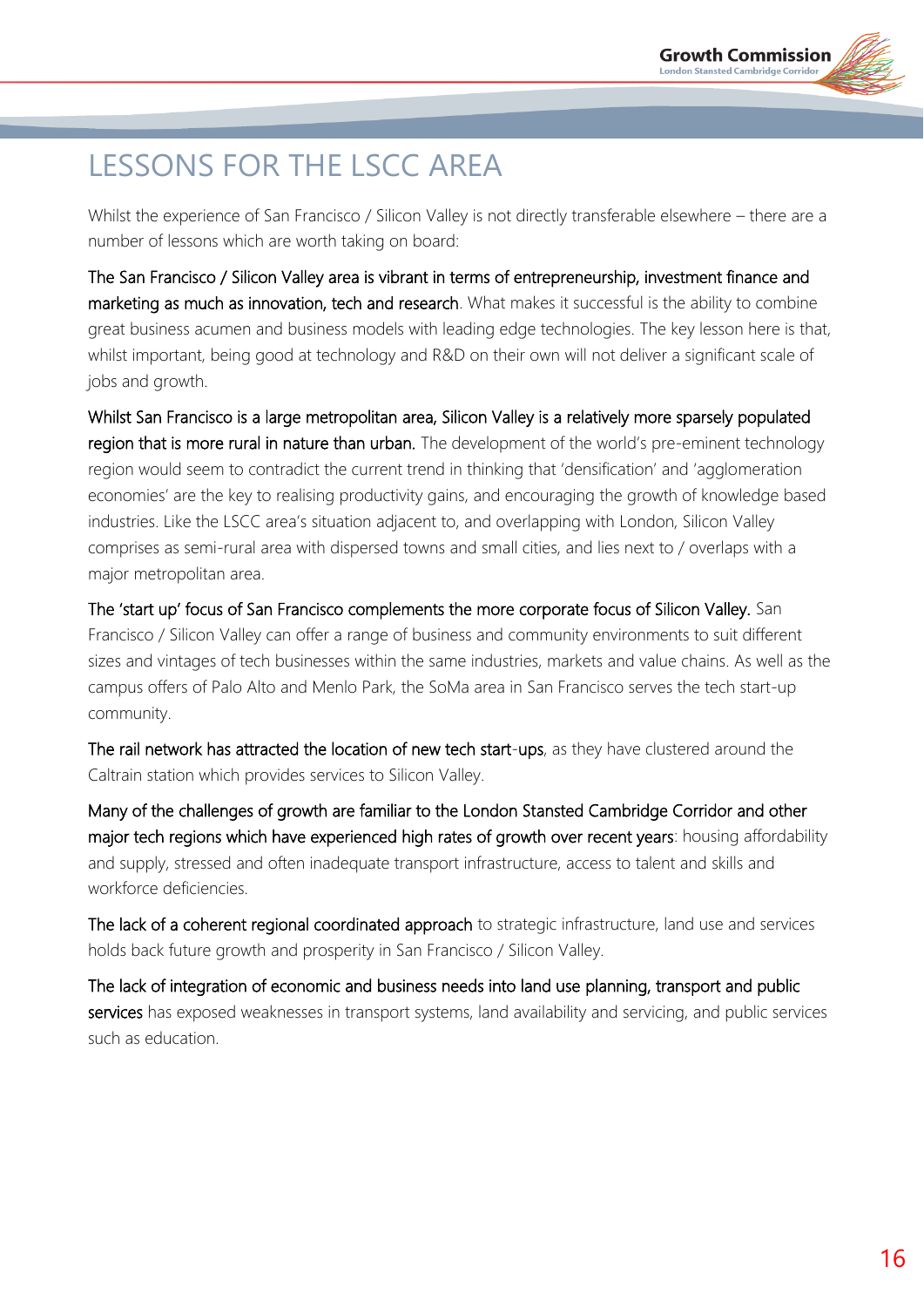# LESSONS FOR THE LSCC AREA

Whilst the experience of San Francisco / Silicon Valley is not directly transferable elsewhere – there are a number of lessons which are worth taking on board:

**The San Francisco / Silicon Valley area is vibrant in terms of entrepreneurship, investment finance and marketing as much as innovation, tech and research**. What makes it successful is the ability to combine great business acumen and business models with leading edge technologies. The key lesson here is that, whilst important, being good at technology and R&D on their own will not deliver a significant scale of jobs and growth.

**Whilst San Francisco is a large metropolitan area, Silicon Valley is a relatively more sparsely populated region that is more rural in nature than urban.** The development of the world's pre-eminent technology region would seem to contradict the current trend in thinking that 'densification' and 'agglomeration economies' are the key to realising productivity gains, and encouraging the growth of knowledge based industries. Like the LSCC area's situation adjacent to, and overlapping with London, Silicon Valley comprises as semi-rural area with dispersed towns and small cities, and lies next to / overlaps with a major metropolitan area.

**The 'start up' focus of San Francisco complements the more corporate focus of Silicon Valley.** San Francisco / Silicon Valley can offer a range of business and community environments to suit different sizes and vintages of tech businesses within the same industries, markets and value chains. As well as the campus offers of Palo Alto and Menlo Park, the SoMa area in San Francisco serves the tech start-up community.

**The rail network has attracted the location of new tech start-ups**, as they have clustered around the Caltrain station which provides services to Silicon Valley.

**Many of the challenges of growth are familiar to the London Stansted Cambridge Corridor and other major tech regions which have experienced high rates of growth over recent years**: housing affordability and supply, stressed and often inadequate transport infrastructure, access to talent and skills and workforce deficiencies.

**The lack of a coherent regional coordinated approach** to strategic infrastructure, land use and services holds back future growth and prosperity in San Francisco / Silicon Valley.

**The lack of integration of economic and business needs into land use planning, transport and public services** has exposed weaknesses in transport systems, land availability and servicing, and public services such as education.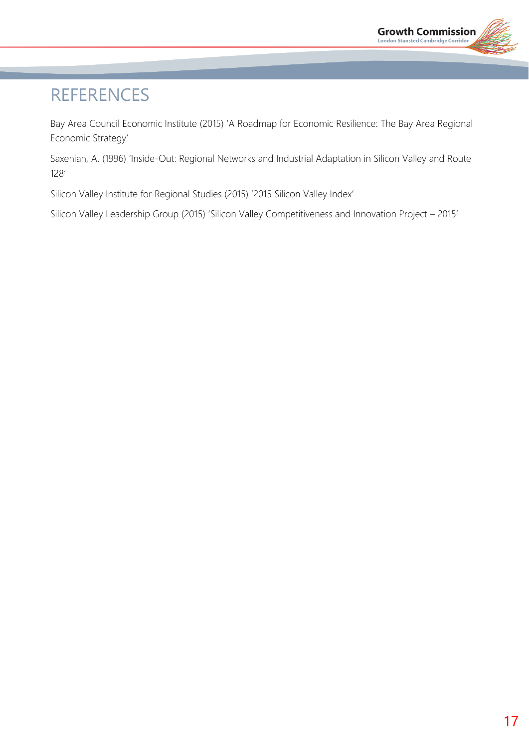# REFERENCES

Bay Area Council Economic Institute (2015) 'A Roadmap for Economic Resilience: The Bay Area Regional Economic Strategy'

Saxenian, A. (1996) 'Inside-Out: Regional Networks and Industrial Adaptation in Silicon Valley and Route 128'

Silicon Valley Institute for Regional Studies (2015) '2015 Silicon Valley Index'

Silicon Valley Leadership Group (2015) 'Silicon Valley Competitiveness and Innovation Project – 2015'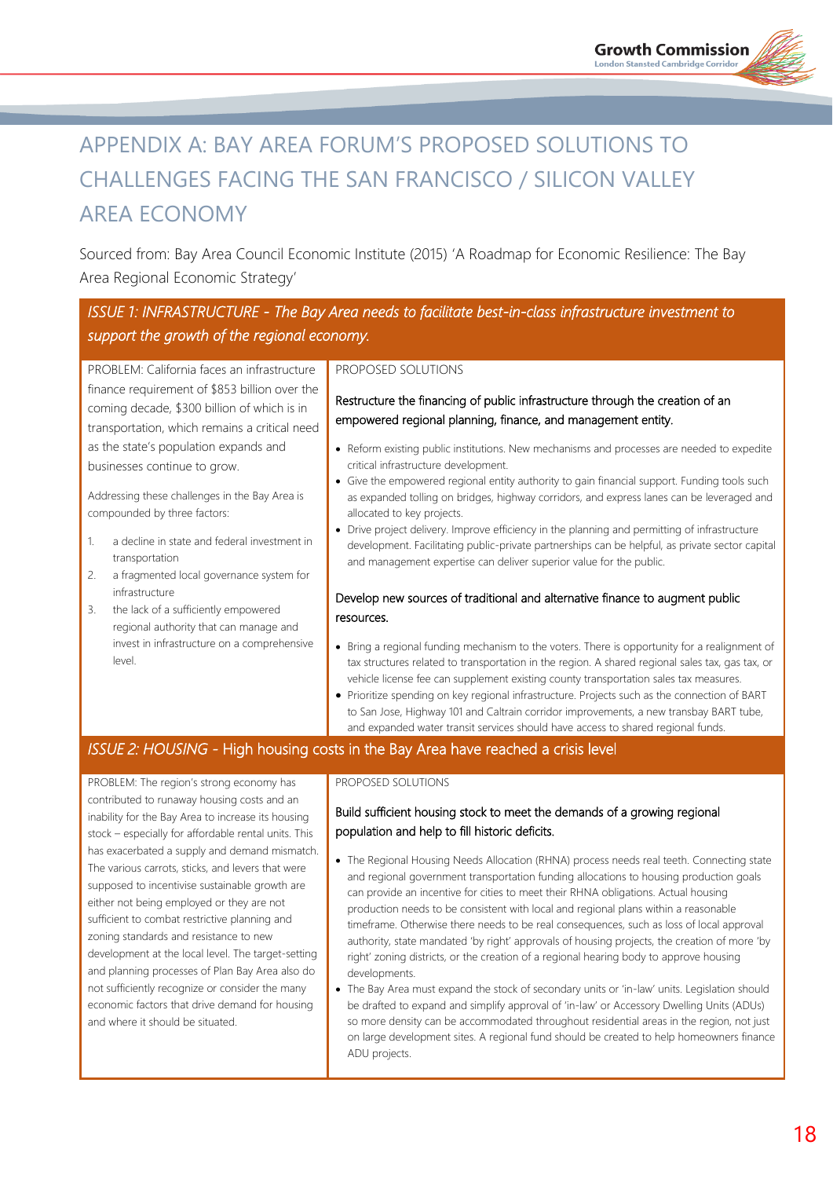# APPENDIX A: BAY AREA FORUM'S PROPOSED SOLUTIONS TO CHALLENGES FACING THE SAN FRANCISCO / SILICON VALLEY AREA ECONOMY

Sourced from: Bay Area Council Economic Institute (2015) 'A Roadmap for Economic Resilience: The Bay Area Regional Economic Strategy'

## *ISSUE 1: INFRASTRUCTURE - The Bay Area needs to facilitate best-in-class infrastructure investment to support the growth of the regional economy.*

PROBLEM: California faces an infrastructure finance requirement of $853 billion over the coming decade, $300 billion of which is in transportation, which remains a critical need as the state's population expands and businesses continue to grow.

Addressing these challenges in the Bay Area is compounded by three factors:

1. a decline in state and federal investment in transportation
2. a fragmented local governance system for infrastructure
3. the lack of a sufficiently empowered regional authority that can manage and invest in infrastructure on a comprehensive level.

PROPOSED SOLUTIONS

Restructure the financing of public infrastructure through the creation of an empowered regional planning, finance, and management entity.

- Reform existing public institutions. New mechanisms and processes are needed to expedite critical infrastructure development.
- Give the empowered regional entity authority to gain financial support. Funding tools such as expanded tolling on bridges, highway corridors, and express lanes can be leveraged and allocated to key projects.
- Drive project delivery. Improve efficiency in the planning and permitting of infrastructure development. Facilitating public-private partnerships can be helpful, as private sector capital and management expertise can deliver superior value for the public.

Develop new sources of traditional and alternative finance to augment public resources.

- Bring a regional funding mechanism to the voters. There is opportunity for a realignment of tax structures related to transportation in the region. A shared regional sales tax, gas tax, or vehicle license fee can supplement existing county transportation sales tax measures.
- Prioritize spending on key regional infrastructure. Projects such as the connection of BART to San Jose, Highway 101 and Caltrain corridor improvements, a new transbay BART tube, and expanded water transit services should have access to shared regional funds.

## *ISSUE 2: HOUSING* - High housing costs in the Bay Area have reached a crisis level

PROBLEM: The region's strong economy has contributed to runaway housing costs and an inability for the Bay Area to increase its housing stock – especially for affordable rental units. This has exacerbated a supply and demand mismatch. The various carrots, sticks, and levers that were supposed to incentivise sustainable growth are either not being employed or they are not sufficient to combat restrictive planning and zoning standards and resistance to new development at the local level. The target-setting and planning processes of Plan Bay Area also do not sufficiently recognize or consider the many economic factors that drive demand for housing and where it should be situated.

PROPOSED SOLUTIONS

Build sufficient housing stock to meet the demands of a growing regional population and help to fill historic deficits.

- The Regional Housing Needs Allocation (RHNA) process needs real teeth. Connecting state and regional government transportation funding allocations to housing production goals can provide an incentive for cities to meet their RHNA obligations. Actual housing production needs to be consistent with local and regional plans within a reasonable timeframe. Otherwise there needs to be real consequences, such as loss of local approval authority, state mandated 'by right' approvals of housing projects, the creation of more 'by right' zoning districts, or the creation of a regional hearing body to approve housing developments.
- The Bay Area must expand the stock of secondary units or 'in-law' units. Legislation should be drafted to expand and simplify approval of 'in-law' or Accessory Dwelling Units (ADUs) so more density can be accommodated throughout residential areas in the region, not just on large development sites. A regional fund should be created to help homeowners finance ADU projects.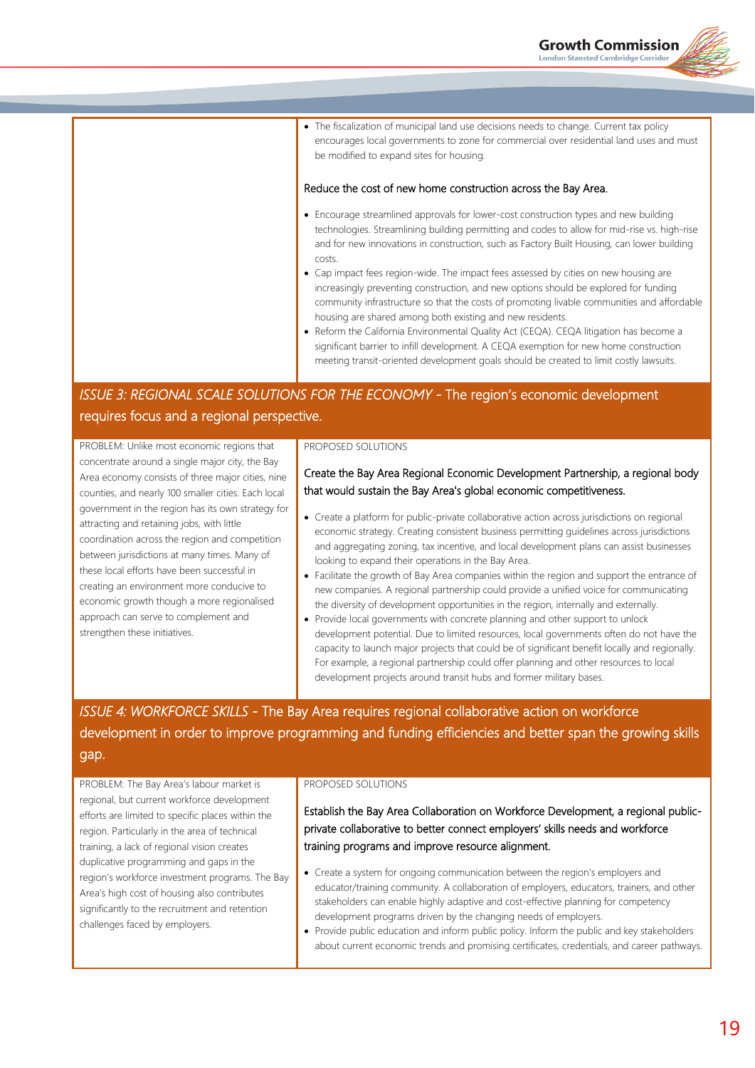- The fiscalization of municipal land use decisions needs to change. Current tax policy encourages local governments to zone for commercial over residential land uses and must be modified to expand sites for housing.

Reduce the cost of new home construction across the Bay Area.

- Encourage streamlined approvals for lower-cost construction types and new building technologies. Streamlining building permitting and codes to allow for mid-rise vs. high-rise and for new innovations in construction, such as Factory Built Housing, can lower building costs.
- Cap impact fees region-wide. The impact fees assessed by cities on new housing are increasingly preventing construction, and new options should be explored for funding community infrastructure so that the costs of promoting livable communities and affordable housing are shared among both existing and new residents.
- Reform the California Environmental Quality Act (CEQA). CEQA litigation has become a significant barrier to infill development. A CEQA exemption for new home construction meeting transit-oriented development goals should be created to limit costly lawsuits.

## *ISSUE 3: REGIONAL SCALE SOLUTIONS FOR THE ECONOMY* - The region's economic development requires focus and a regional perspective.

PROBLEM: Unlike most economic regions that concentrate around a single major city, the Bay Area economy consists of three major cities, nine counties, and nearly 100 smaller cities. Each local government in the region has its own strategy for attracting and retaining jobs, with little coordination across the region and competition between jurisdictions at many times. Many of these local efforts have been successful in creating an environment more conducive to economic growth though a more regionalised approach can serve to complement and strengthen these initiatives.

PROPOSED SOLUTIONS

Create the Bay Area Regional Economic Development Partnership, a regional body that would sustain the Bay Area's global economic competitiveness.

- Create a platform for public-private collaborative action across jurisdictions on regional economic strategy. Creating consistent business permitting guidelines across jurisdictions and aggregating zoning, tax incentive, and local development plans can assist businesses looking to expand their operations in the Bay Area.
- Facilitate the growth of Bay Area companies within the region and support the entrance of new companies. A regional partnership could provide a unified voice for communicating the diversity of development opportunities in the region, internally and externally.
- Provide local governments with concrete planning and other support to unlock development potential. Due to limited resources, local governments often do not have the capacity to launch major projects that could be of significant benefit locally and regionally. For example, a regional partnership could offer planning and other resources to local development projects around transit hubs and former military bases.

## *ISSUE 4: WORKFORCE SKILLS* - The Bay Area requires regional collaborative action on workforce development in order to improve programming and funding efficiencies and better span the growing skills gap.

PROBLEM: The Bay Area's labour market is regional, but current workforce development efforts are limited to specific places within the region. Particularly in the area of technical training, a lack of regional vision creates duplicative programming and gaps in the region's workforce investment programs. The Bay Area's high cost of housing also contributes significantly to the recruitment and retention challenges faced by employers.

PROPOSED SOLUTIONS

Establish the Bay Area Collaboration on Workforce Development, a regional public-private collaborative to better connect employers' skills needs and workforce training programs and improve resource alignment.

- Create a system for ongoing communication between the region's employers and educator/training community. A collaboration of employers, educators, trainers, and other stakeholders can enable highly adaptive and cost-effective planning for competency development programs driven by the changing needs of employers.
- Provide public education and inform public policy. Inform the public and key stakeholders about current economic trends and promising certificates, credentials, and career pathways.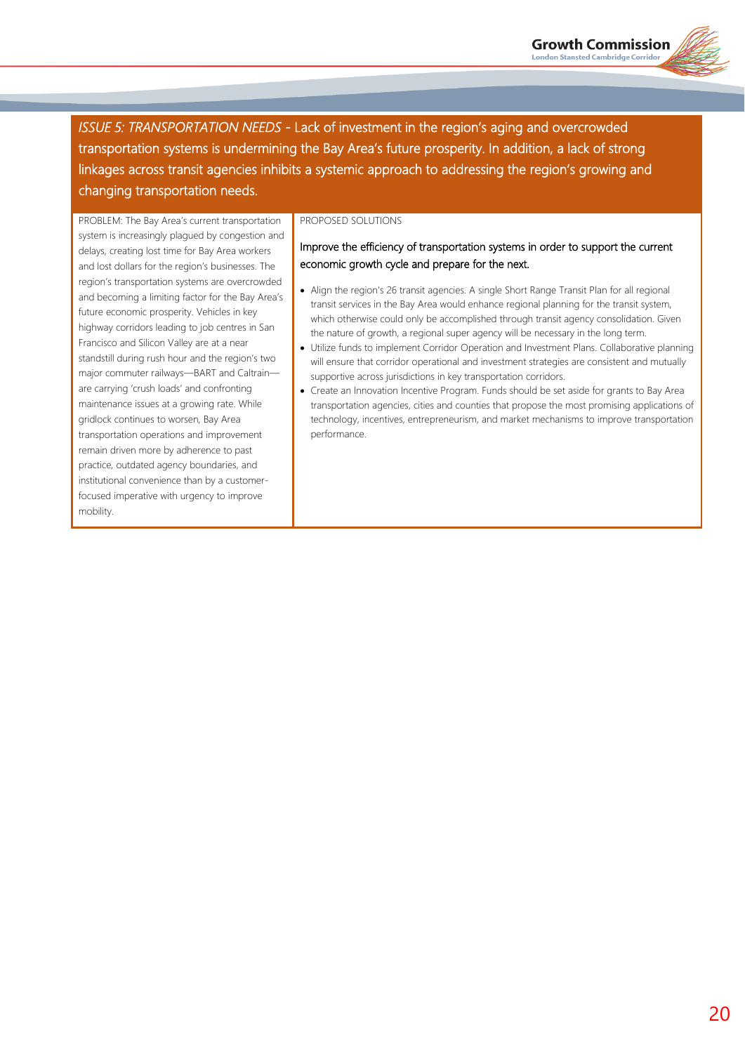*ISSUE 5: TRANSPORTATION NEEDS* - Lack of investment in the region's aging and overcrowded transportation systems is undermining the Bay Area's future prosperity. In addition, a lack of strong linkages across transit agencies inhibits a systemic approach to addressing the region's growing and changing transportation needs.

PROBLEM: The Bay Area's current transportation system is increasingly plagued by congestion and delays, creating lost time for Bay Area workers and lost dollars for the region's businesses. The region's transportation systems are overcrowded and becoming a limiting factor for the Bay Area's future economic prosperity. Vehicles in key highway corridors leading to job centres in San Francisco and Silicon Valley are at a near standstill during rush hour and the region's two major commuter railways—BART and Caltrain—are carrying 'crush loads' and confronting maintenance issues at a growing rate. While gridlock continues to worsen, Bay Area transportation operations and improvement remain driven more by adherence to past practice, outdated agency boundaries, and institutional convenience than by a customer-focused imperative with urgency to improve mobility.

PROPOSED SOLUTIONS

Improve the efficiency of transportation systems in order to support the current economic growth cycle and prepare for the next.

- Align the region's 26 transit agencies. A single Short Range Transit Plan for all regional transit services in the Bay Area would enhance regional planning for the transit system, which otherwise could only be accomplished through transit agency consolidation. Given the nature of growth, a regional super agency will be necessary in the long term.
- Utilize funds to implement Corridor Operation and Investment Plans. Collaborative planning will ensure that corridor operational and investment strategies are consistent and mutually supportive across jurisdictions in key transportation corridors.
- Create an Innovation Incentive Program. Funds should be set aside for grants to Bay Area transportation agencies, cities and counties that propose the most promising applications of technology, incentives, entrepreneurism, and market mechanisms to improve transportation performance.